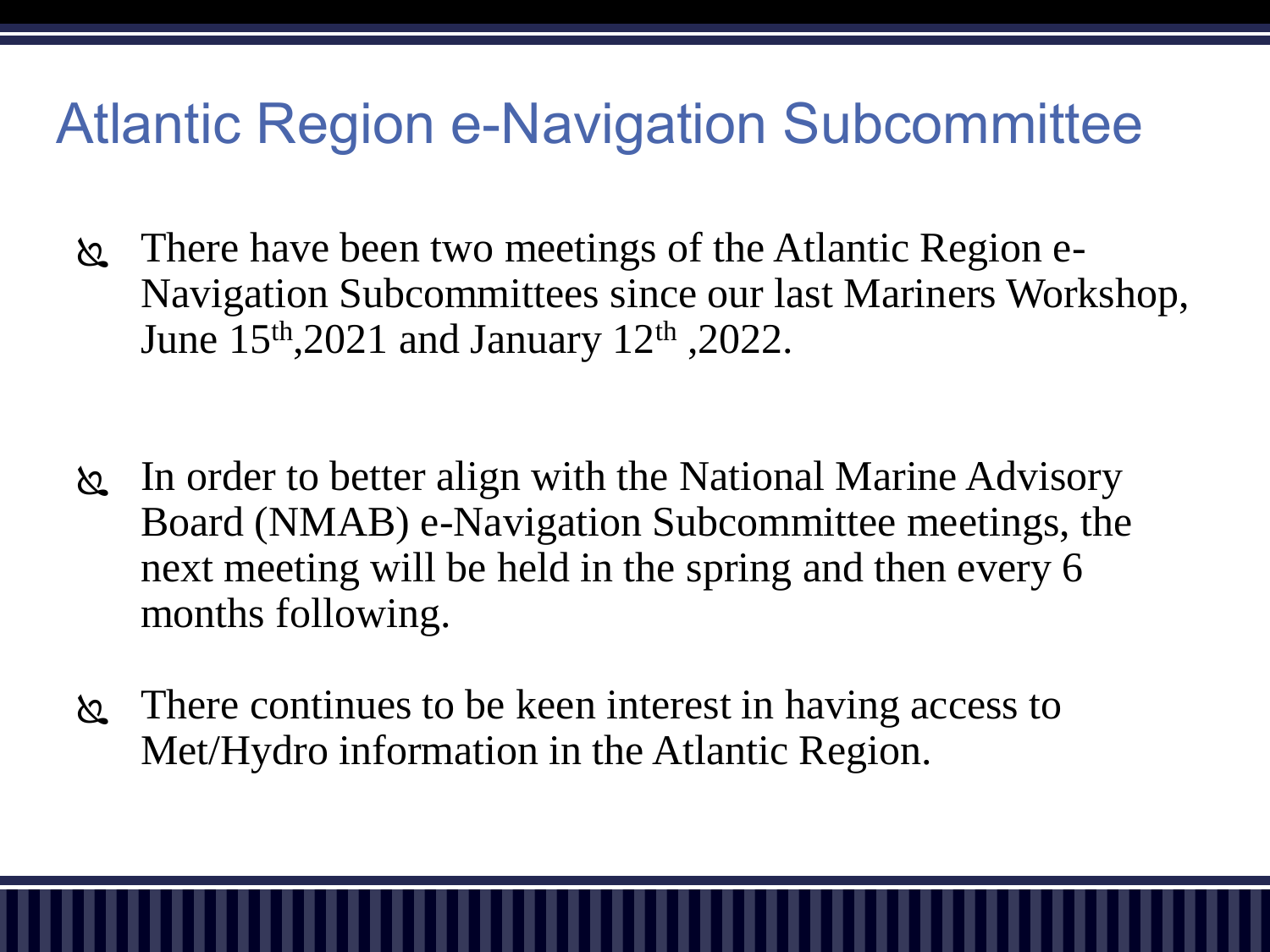# Atlantic Region e-Navigation Subcommittee

- There have been two meetings of the Atlantic Region e-Navigation Subcommittees since our last Mariners Workshop, June 15th,2021 and January 12th ,2022.

- In order to better align with the National Marine Advisory Board (NMAB) e-Navigation Subcommittee meetings, the next meeting will be held in the spring and then every 6 months following.

- There continues to be keen interest in having access to Met/Hydro information in the Atlantic Region.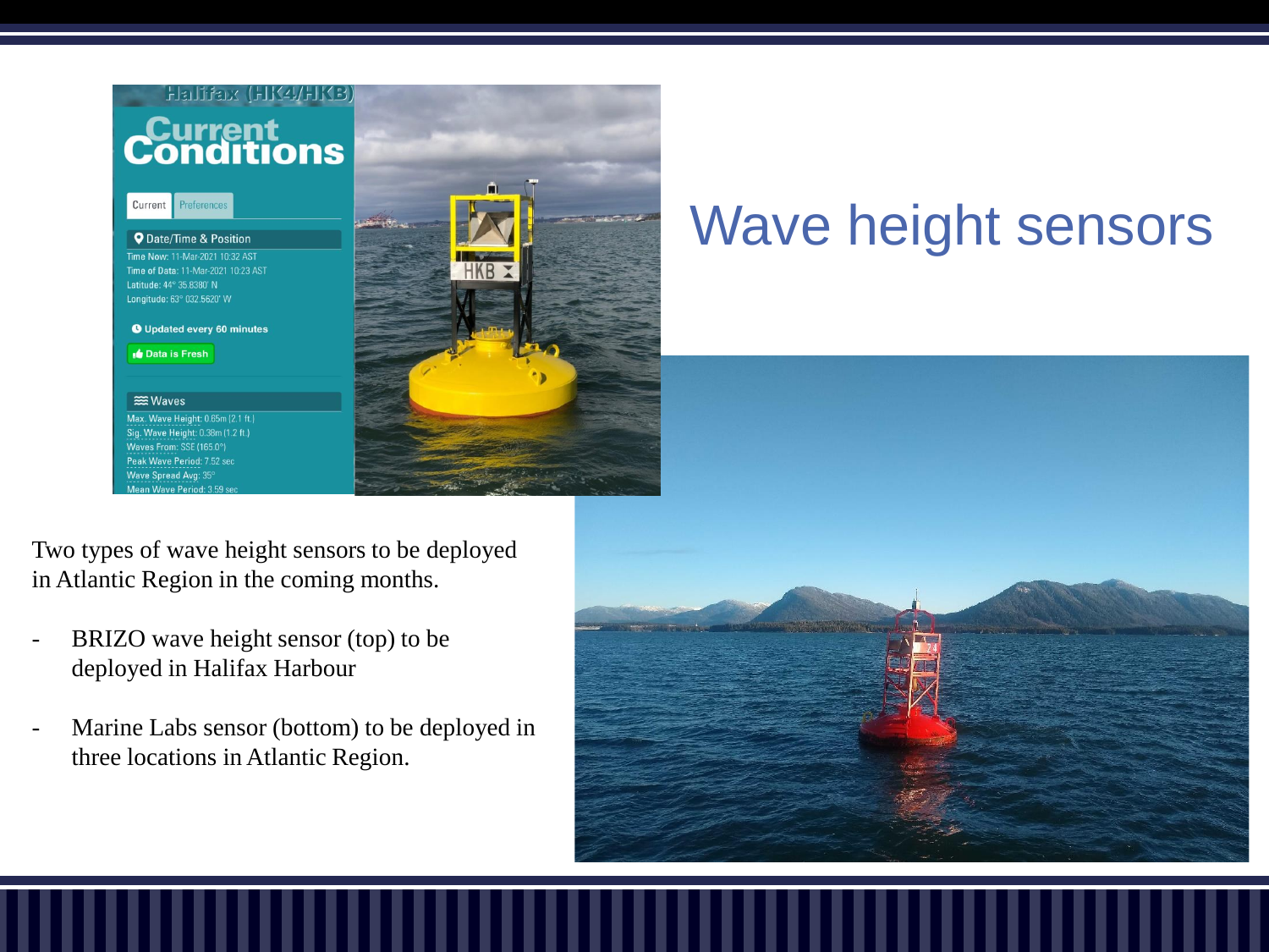# Wave height sensors

Two types of wave height sensors to be deployed in Atlantic Region in the coming months.

- BRIZO wave height sensor (top) to be deployed in Halifax Harbour
- Marine Labs sensor (bottom) to be deployed in three locations in Atlantic Region.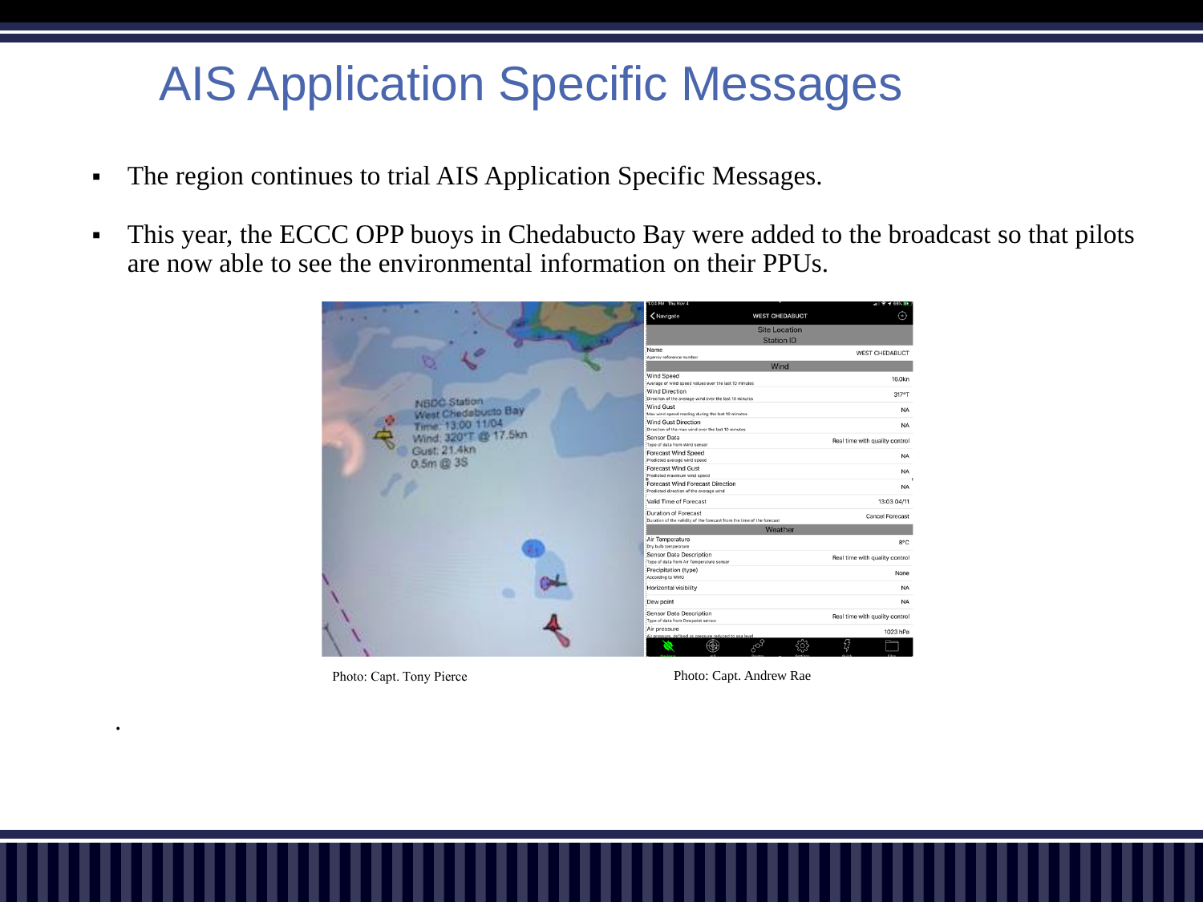# AIS Application Specific Messages

- The region continues to trial AIS Application Specific Messages.
- This year, the ECCC OPP buoys in Chedabucto Bay were added to the broadcast so that pilots are now able to see the environmental information on their PPUs.

Photo: Capt. Tony Pierce

Photo: Capt. Andrew Rae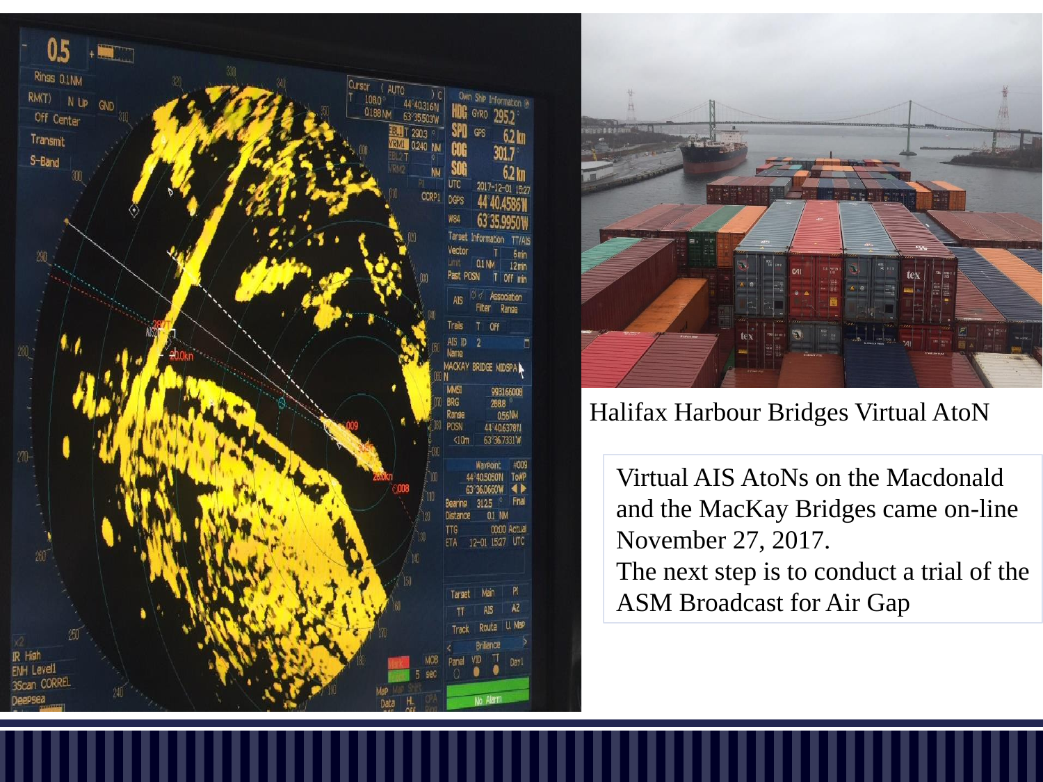Halifax Harbour Bridges Virtual AtoN

Virtual AIS AtoNs on the Macdonald and the MacKay Bridges came on-line November 27, 2017.
The next step is to conduct a trial of the ASM Broadcast for Air Gap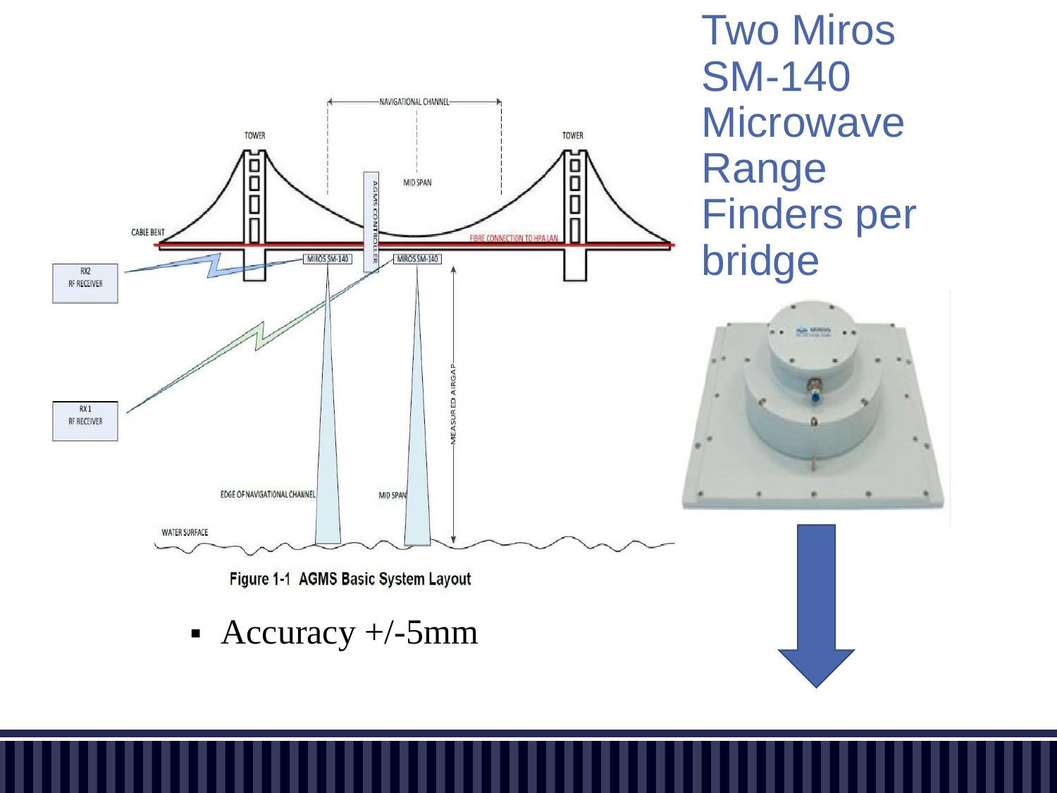# Two Miros SM-140 Microwave Range Finders per bridge

Figure 1-1 AGMS Basic System Layout

- Accuracy +/-5mm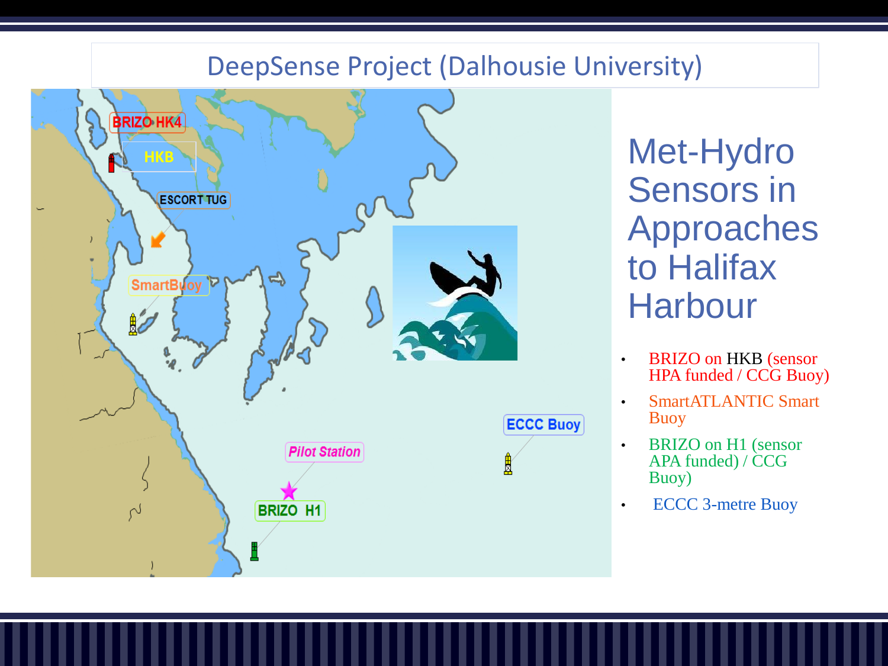# DeepSense Project (Dalhousie University)

## Met-Hydro Sensors in Approaches to Halifax Harbour

- BRIZO on HKB (sensor HPA funded / CCG Buoy)
- SmartATLANTIC Smart Buoy
- BRIZO on H1 (sensor APA funded) / CCG Buoy)
- ECCC 3-metre Buoy